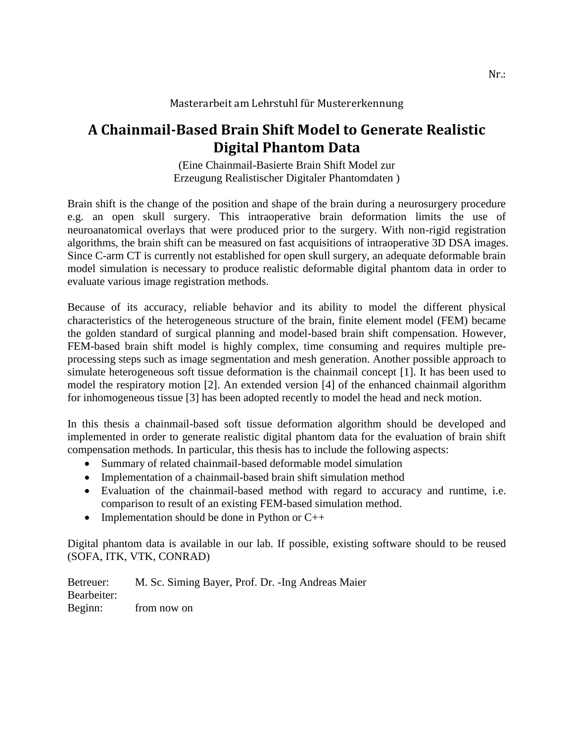Nr.:

Masterarbeit am Lehrstuhl für Mustererkennung

# A Chainmail-Based Brain Shift Model to Generate Realistic Digital Phantom Data

(Eine Chainmail-Basierte Brain Shift Model zur
Erzeugung Realistischer Digitaler Phantomdaten )

Brain shift is the change of the position and shape of the brain during a neurosurgery procedure e.g. an open skull surgery. This intraoperative brain deformation limits the use of neuroanatomical overlays that were produced prior to the surgery. With non-rigid registration algorithms, the brain shift can be measured on fast acquisitions of intraoperative 3D DSA images. Since C-arm CT is currently not established for open skull surgery, an adequate deformable brain model simulation is necessary to produce realistic deformable digital phantom data in order to evaluate various image registration methods.

Because of its accuracy, reliable behavior and its ability to model the different physical characteristics of the heterogeneous structure of the brain, finite element model (FEM) became the golden standard of surgical planning and model-based brain shift compensation. However, FEM-based brain shift model is highly complex, time consuming and requires multiple pre-processing steps such as image segmentation and mesh generation. Another possible approach to simulate heterogeneous soft tissue deformation is the chainmail concept [1]. It has been used to model the respiratory motion [2]. An extended version [4] of the enhanced chainmail algorithm for inhomogeneous tissue [3] has been adopted recently to model the head and neck motion.

In this thesis a chainmail-based soft tissue deformation algorithm should be developed and implemented in order to generate realistic digital phantom data for the evaluation of brain shift compensation methods. In particular, this thesis has to include the following aspects:

- Summary of related chainmail-based deformable model simulation
- Implementation of a chainmail-based brain shift simulation method
- Evaluation of the chainmail-based method with regard to accuracy and runtime, i.e. comparison to result of an existing FEM-based simulation method.
- Implementation should be done in Python or C++

Digital phantom data is available in our lab. If possible, existing software should to be reused (SOFA, ITK, VTK, CONRAD)

Betreuer: M. Sc. Siming Bayer, Prof. Dr. -Ing Andreas Maier
Bearbeiter:
Beginn: from now on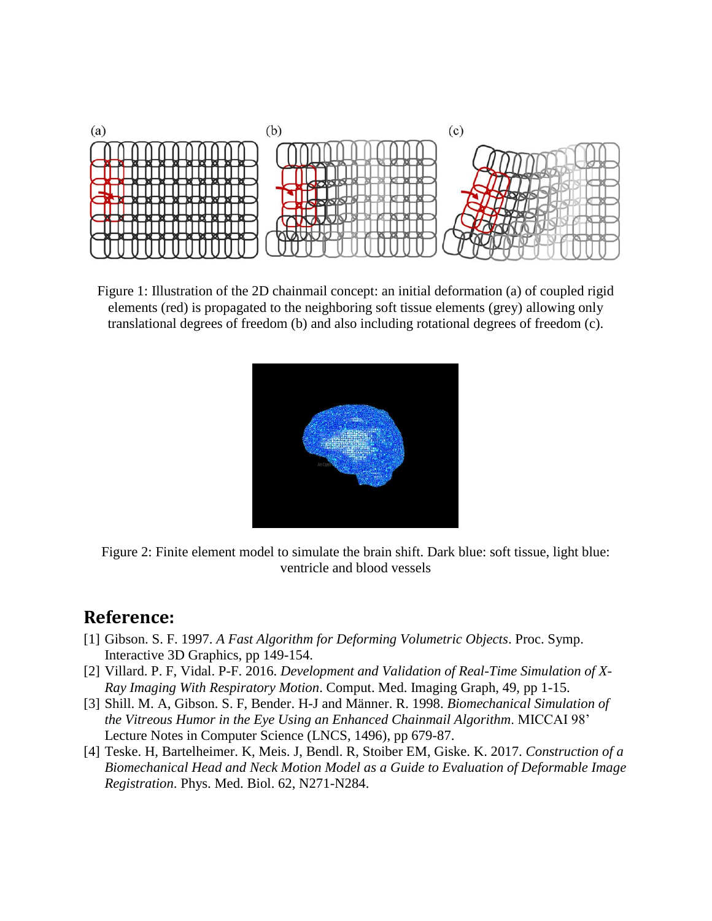(a) (b) (c)

Figure 1: Illustration of the 2D chainmail concept: an initial deformation (a) of coupled rigid elements (red) is propagated to the neighboring soft tissue elements (grey) allowing only translational degrees of freedom (b) and also including rotational degrees of freedom (c).

Figure 2: Finite element model to simulate the brain shift. Dark blue: soft tissue, light blue: ventricle and blood vessels

## Reference:

[1] Gibson. S. F. 1997. *A Fast Algorithm for Deforming Volumetric Objects*. Proc. Symp. Interactive 3D Graphics, pp 149-154.

[2] Villard. P. F, Vidal. P-F. 2016. *Development and Validation of Real-Time Simulation of X-Ray Imaging With Respiratory Motion*. Comput. Med. Imaging Graph, 49, pp 1-15.

[3] Shill. M. A, Gibson. S. F, Bender. H-J and Männer. R. 1998. *Biomechanical Simulation of the Vitreous Humor in the Eye Using an Enhanced Chainmail Algorithm*. MICCAI 98' Lecture Notes in Computer Science (LNCS, 1496), pp 679-87.

[4] Teske. H, Bartelheimer. K, Meis. J, Bendl. R, Stoiber EM, Giske. K. 2017. *Construction of a Biomechanical Head and Neck Motion Model as a Guide to Evaluation of Deformable Image Registration*. Phys. Med. Biol. 62, N271-N284.